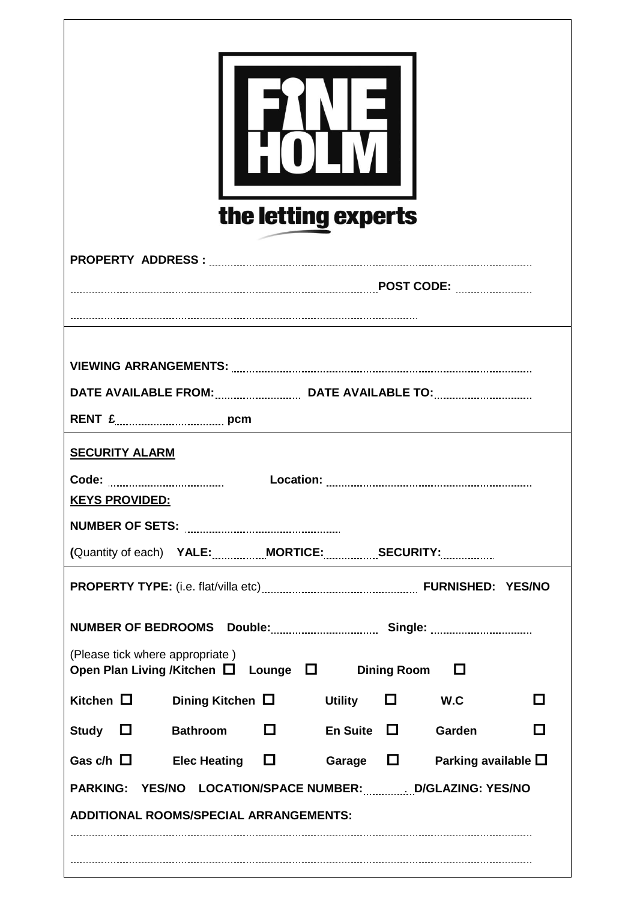**FINE HOLM**

**the letting experts**

**PROPERTY ADDRESS :** ..............................................................................................

.............................................................................................. **POST CODE:** ......................

..............................................................................................

---

**VIEWING ARRANGEMENTS:** ..............................................................................................

**DATE AVAILABLE FROM:** ...................... **DATE AVAILABLE TO:** ......................

**RENT £** ...................... **pcm**

---

**SECURITY ALARM**

**Code:** ...................... **Location:** ..............................................................

**KEYS PROVIDED:**

**NUMBER OF SETS:** ......................................

**(**Quantity of each) **YALE:** .............. **MORTICE:** .............. **SECURITY:** ..............

---

**PROPERTY TYPE:** (i.e. flat/villa etc) ...................................................... **FURNISHED: YES/NO**

**NUMBER OF BEDROOMS Double:** ...................... **Single:** ......................

(Please tick where appropriate )

**Open Plan Living /Kitchen** ☐ **Lounge** ☐ **Dining Room** ☐

**Kitchen** ☐ **Dining Kitchen** ☐ **Utility** ☐ **W.C** ☐

**Study** ☐ **Bathroom** ☐ **En Suite** ☐ **Garden** ☐

**Gas c/h** ☐ **Elec Heating** ☐ **Garage** ☐ **Parking available** ☐

**PARKING: YES/NO LOCATION/SPACE NUMBER:** .......... **D/GLAZING: YES/NO**

**ADDITIONAL ROOMS/SPECIAL ARRANGEMENTS:**

..............................................................................................

..............................................................................................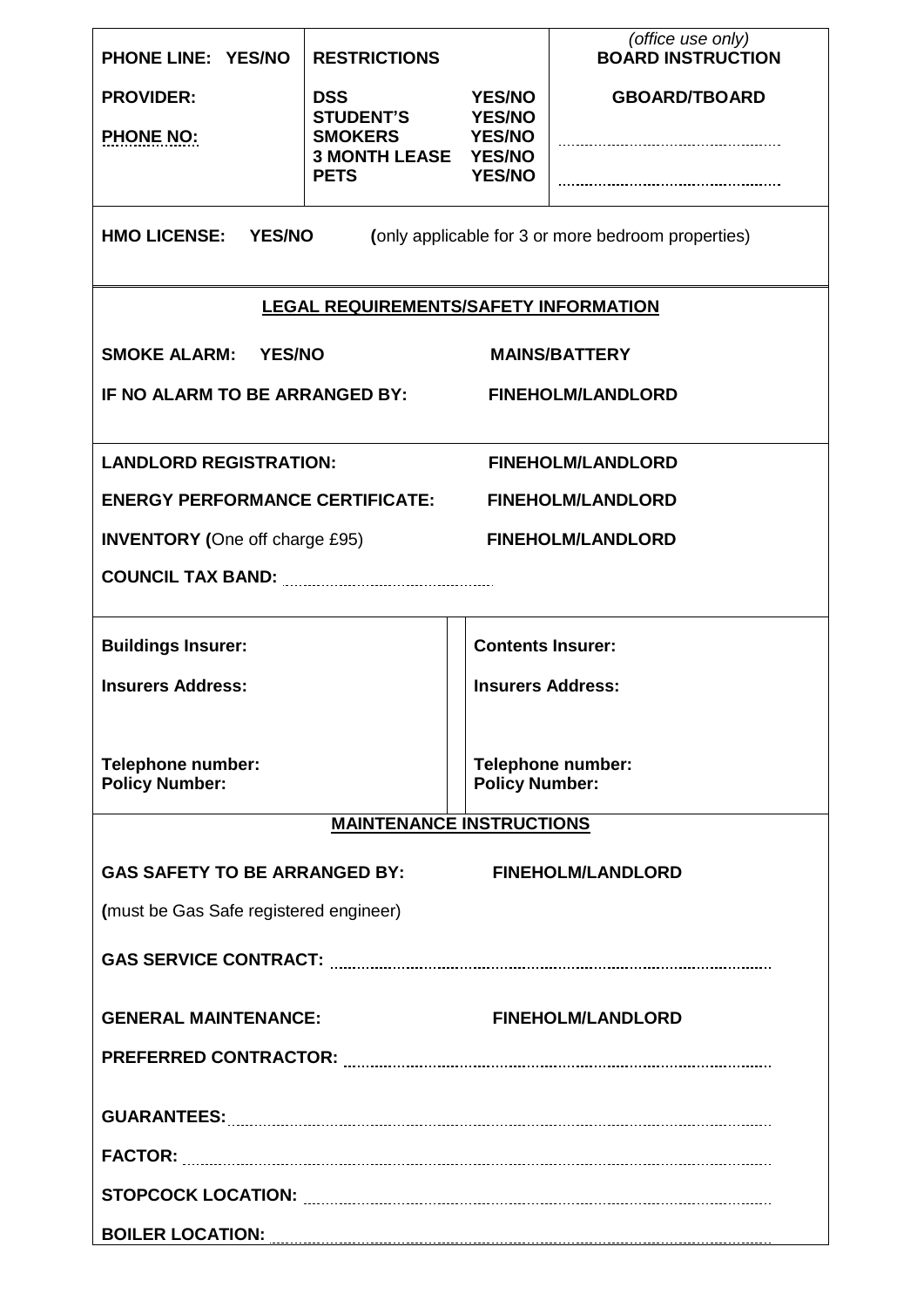| PHONE LINE: YES/NO | RESTRICTIONS | | *(office use only)* **BOARD INSTRUCTION** |
|---|---|---|---|
| **PROVIDER:** | **DSS** | **YES/NO** | **GBOARD/TBOARD** |
| **PHONE NO:** | **STUDENT'S** | **YES/NO** | |
| | **SMOKERS** | **YES/NO** | .................................................. |
| | **3 MONTH LEASE** | **YES/NO** | |
| | **PETS** | **YES/NO** | .................................................. |

**HMO LICENSE: YES/NO** (only applicable for 3 or more bedroom properties)

## LEGAL REQUIREMENTS/SAFETY INFORMATION

**SMOKE ALARM: YES/NO** **MAINS/BATTERY**

**IF NO ALARM TO BE ARRANGED BY:** **FINEHOLM/LANDLORD**

**LANDLORD REGISTRATION:** **FINEHOLM/LANDLORD**

**ENERGY PERFORMANCE CERTIFICATE:** **FINEHOLM/LANDLORD**

**INVENTORY** (One off charge £95) **FINEHOLM/LANDLORD**

**COUNCIL TAX BAND:** ..................................................

| **Buildings Insurer:** | **Contents Insurer:** |
|---|---|
| **Insurers Address:** | **Insurers Address:** |
| **Telephone number:** | **Telephone number:** |
| **Policy Number:** | **Policy Number:** |

## MAINTENANCE INSTRUCTIONS

**GAS SAFETY TO BE ARRANGED BY:** **FINEHOLM/LANDLORD**

(must be Gas Safe registered engineer)

**GAS SERVICE CONTRACT:** ..................................................

**GENERAL MAINTENANCE:** **FINEHOLM/LANDLORD**

**PREFERRED CONTRACTOR:** ..................................................

**GUARANTEES:** ..................................................

**FACTOR:** ..................................................

**STOPCOCK LOCATION:** ..................................................

**BOILER LOCATION:** ..................................................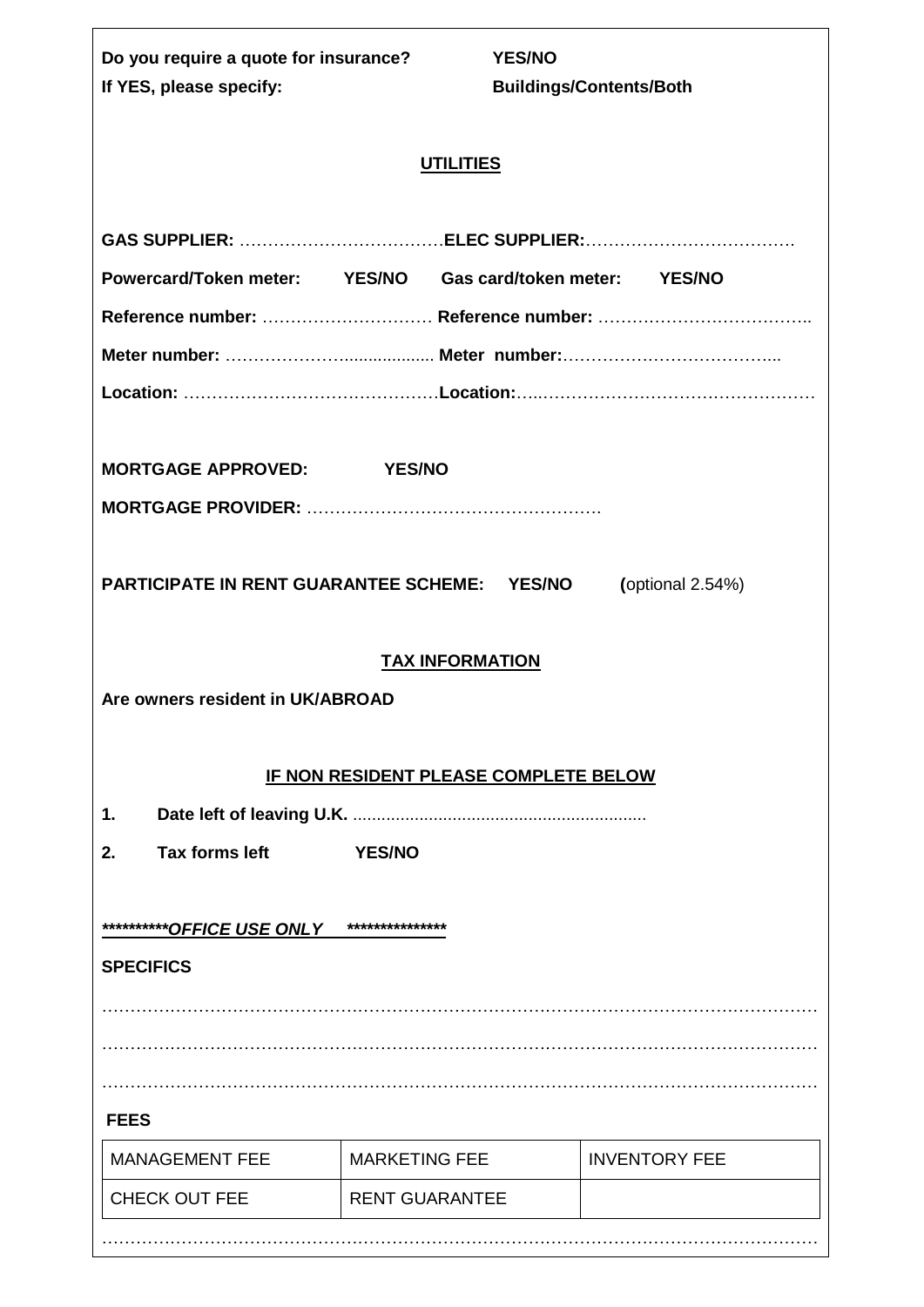**Do you require a quote for insurance?** **YES/NO**
**If YES, please specify:** **Buildings/Contents/Both**

## UTILITIES

**GAS SUPPLIER:** ……………………………… **ELEC SUPPLIER:** ……………………………….

**Powercard/Token meter:** **YES/NO** **Gas card/token meter:** **YES/NO**

**Reference number:** ………………………… **Reference number:** ………………………………..

**Meter number:** ………………….................. **Meter number:** ………………………………...

**Location:** ……………………………………… **Location:** …..…………………………………………

**MORTGAGE APPROVED:** **YES/NO**

**MORTGAGE PROVIDER:** ……………………………………………

**PARTICIPATE IN RENT GUARANTEE SCHEME:** **YES/NO** **(**optional 2.54%)

## TAX INFORMATION

**Are owners resident in UK/ABROAD**

### IF NON RESIDENT PLEASE COMPLETE BELOW

1. **Date left of leaving U.K.** .............................................................
2. **Tax forms left** **YES/NO**

***\*\*\*\*\*\*\*\*\*\*OFFICE USE ONLY \*\*\*\*\*\*\*\*\*\*\*\*\*\*\****

**SPECIFICS**

……………………………………………………………………………………………………………

……………………………………………………………………………………………………………

……………………………………………………………………………………………………………

**FEES**

| MANAGEMENT FEE | MARKETING FEE | INVENTORY FEE |
|---|---|---|
| CHECK OUT FEE | RENT GUARANTEE | |

……………………………………………………………………………………………………………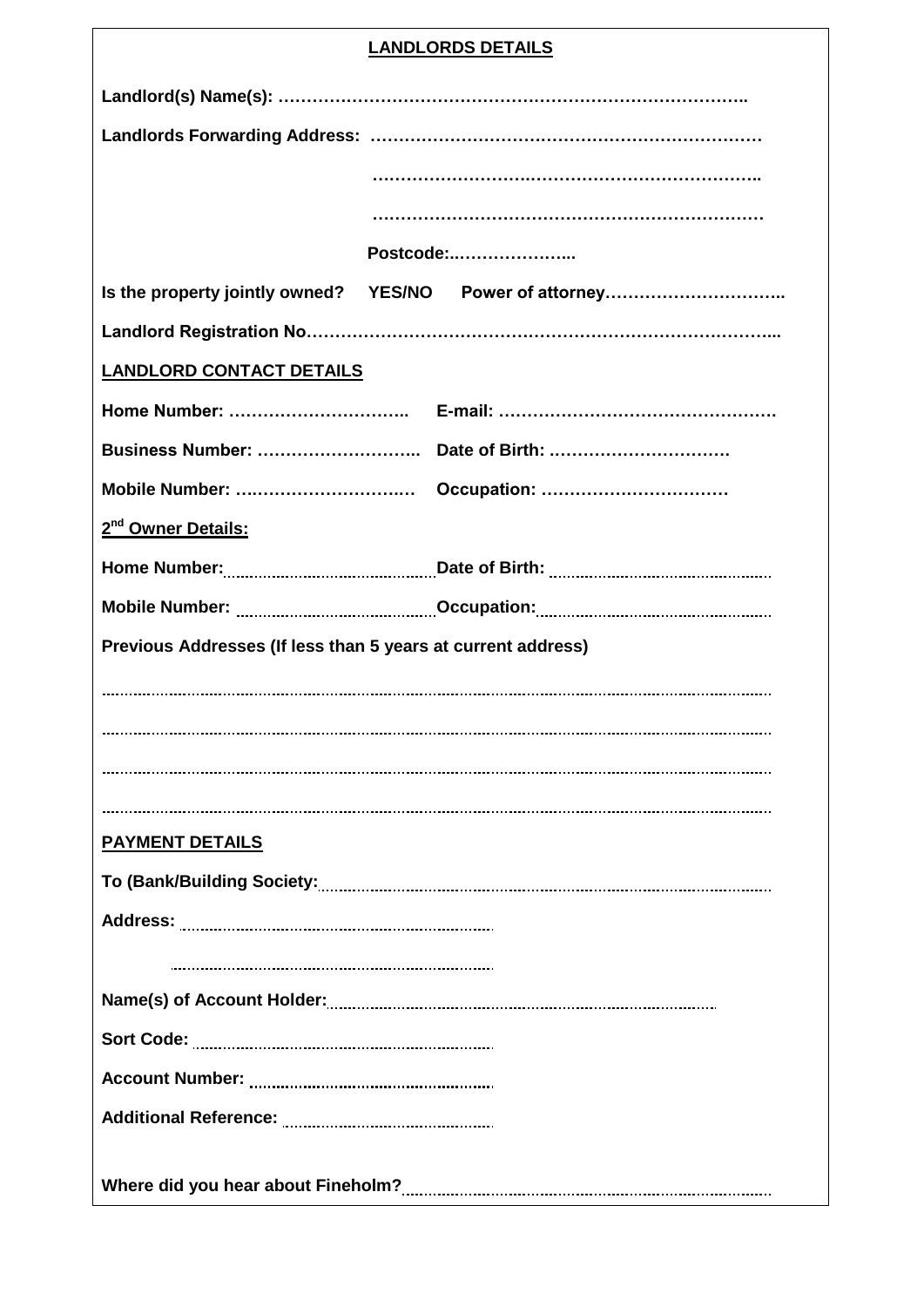## LANDLORDS DETAILS

**Landlord(s) Name(s):** ……………………………………………………………………….

**Landlords Forwarding Address:** ……………………………………………………………

……………………………………………………………..

……………………………………………………………

**Postcode:**…………………..

**Is the property jointly owned? YES/NO Power of attorney**…………………………..

**Landlord Registration No**…………………………………………………………………..

**LANDLORD CONTACT DETAILS**

**Home Number:** ………………………….. **E-mail:** ……………………………………….

**Business Number:** ……………………….. **Date of Birth:** ………………………….

**Mobile Number:** ……………………….. **Occupation:** …………………………

**2nd Owner Details:**

**Home Number:** ………………………… **Date of Birth:** …………………………

**Mobile Number:** ………………………… **Occupation:** …………………………

**Previous Addresses (If less than 5 years at current address)**

…………………………………………………………………………………………

…………………………………………………………………………………………

…………………………………………………………………………………………

…………………………………………………………………………………………

**PAYMENT DETAILS**

**To (Bank/Building Society:** …………………………………………………………

**Address:** …………………………………………

…………………………………………

**Name(s) of Account Holder:** ……………………………………………………

**Sort Code:** …………………………………………

**Account Number:** …………………………………

**Additional Reference:** ……………………………

**Where did you hear about Fineholm?** ……………………………………………